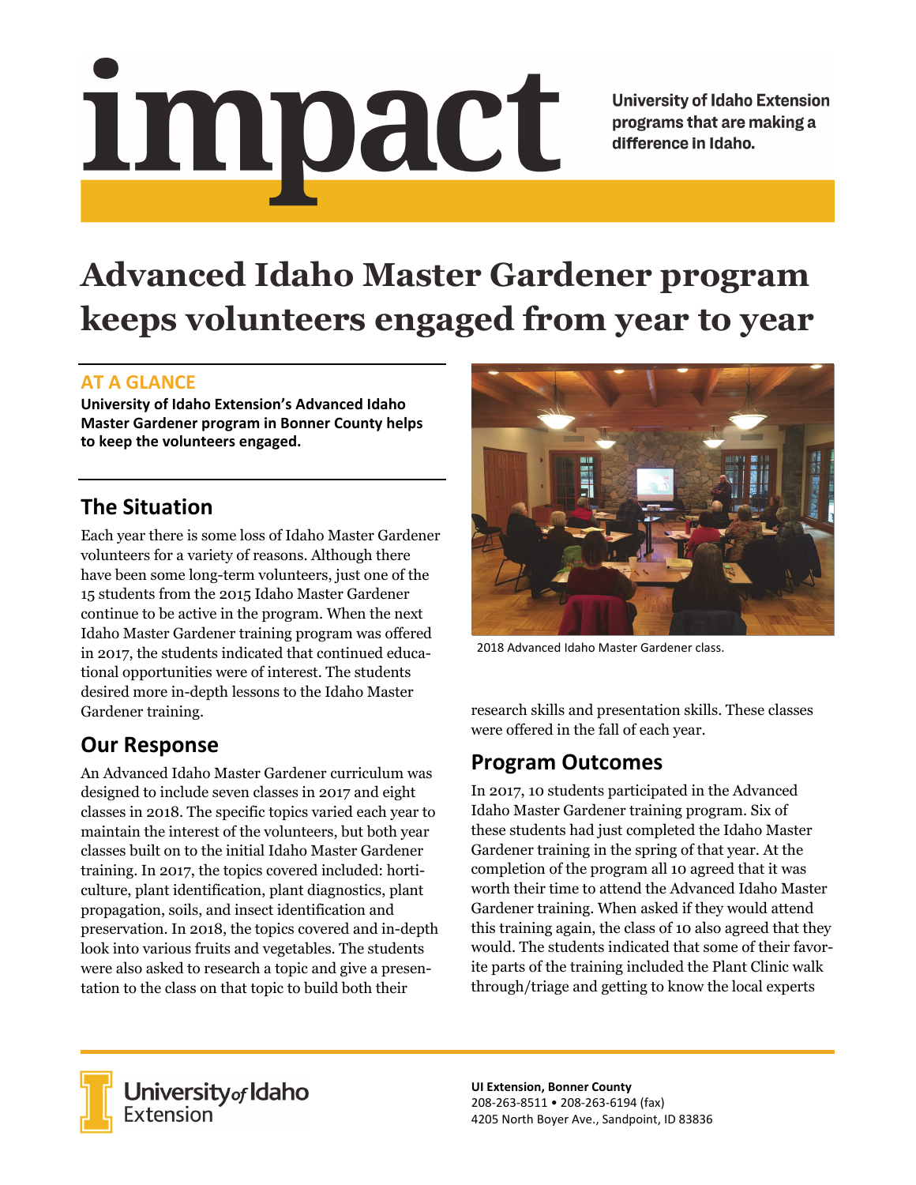# impact

University of Idaho Extension programs that are making a difference in Idaho.

# Advanced Idaho Master Gardener program keeps volunteers engaged from year to year

## AT A GLANCE

**University of Idaho Extension's Advanced Idaho Master Gardener program in Bonner County helps to keep the volunteers engaged.**

## The Situation

Each year there is some loss of Idaho Master Gardener volunteers for a variety of reasons. Although there have been some long-term volunteers, just one of the 15 students from the 2015 Idaho Master Gardener continue to be active in the program. When the next Idaho Master Gardener training program was offered in 2017, the students indicated that continued educational opportunities were of interest. The students desired more in-depth lessons to the Idaho Master Gardener training.

## Our Response

An Advanced Idaho Master Gardener curriculum was designed to include seven classes in 2017 and eight classes in 2018. The specific topics varied each year to maintain the interest of the volunteers, but both year classes built on to the initial Idaho Master Gardener training. In 2017, the topics covered included: horticulture, plant identification, plant diagnostics, plant propagation, soils, and insect identification and preservation. In 2018, the topics covered and in-depth look into various fruits and vegetables. The students were also asked to research a topic and give a presentation to the class on that topic to build both their research skills and presentation skills. These classes were offered in the fall of each year.

2018 Advanced Idaho Master Gardener class.

## Program Outcomes

In 2017, 10 students participated in the Advanced Idaho Master Gardener training program. Six of these students had just completed the Idaho Master Gardener training in the spring of that year. At the completion of the program all 10 agreed that it was worth their time to attend the Advanced Idaho Master Gardener training. When asked if they would attend this training again, the class of 10 also agreed that they would. The students indicated that some of their favorite parts of the training included the Plant Clinic walk through/triage and getting to know the local experts

University of Idaho Extension

**UI Extension, Bonner County**
208-263-8511 • 208-263-6194 (fax)
4205 North Boyer Ave., Sandpoint, ID 83836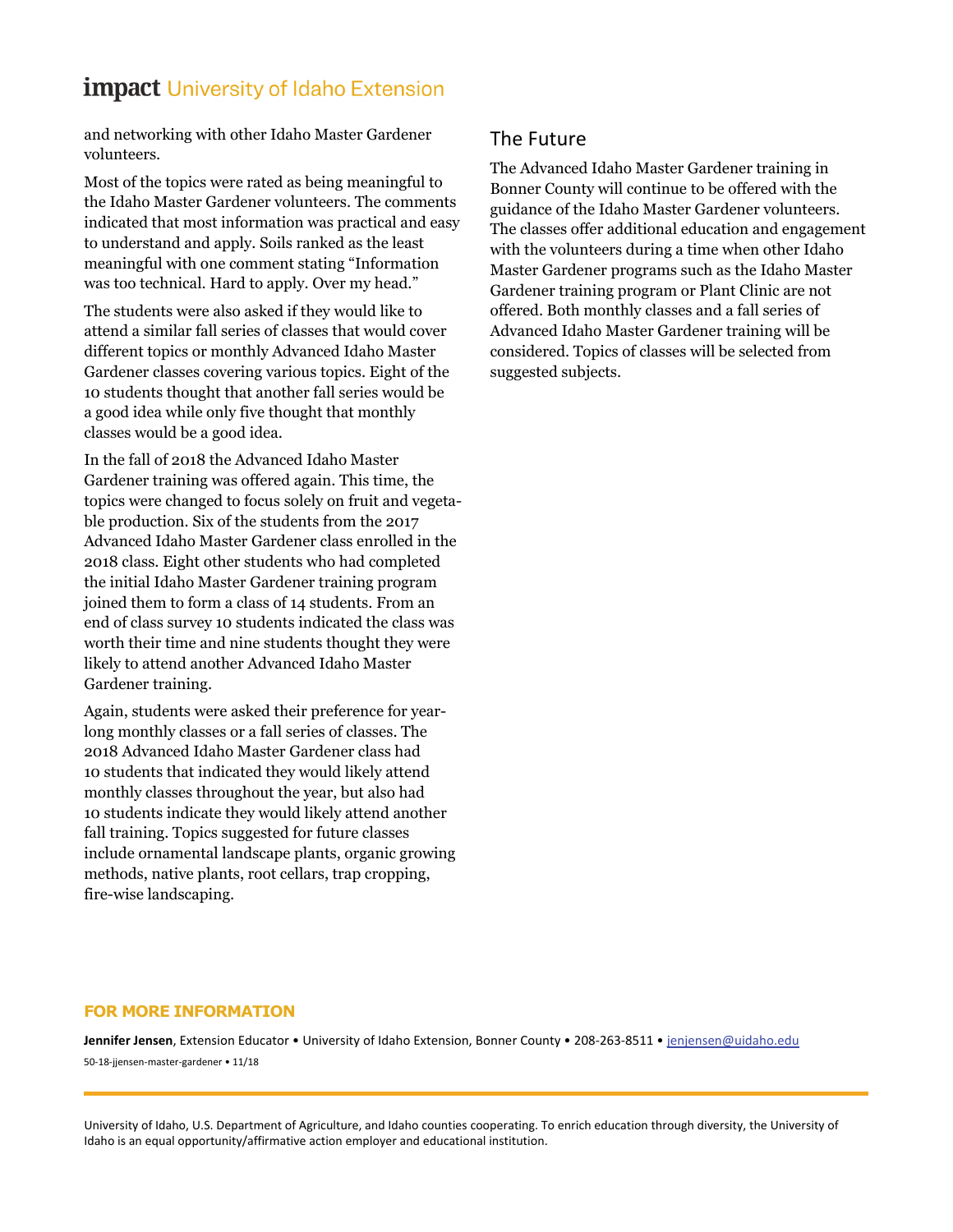and networking with other Idaho Master Gardener volunteers.

Most of the topics were rated as being meaningful to the Idaho Master Gardener volunteers. The comments indicated that most information was practical and easy to understand and apply. Soils ranked as the least meaningful with one comment stating “Information was too technical. Hard to apply. Over my head.”

The students were also asked if they would like to attend a similar fall series of classes that would cover different topics or monthly Advanced Idaho Master Gardener classes covering various topics. Eight of the 10 students thought that another fall series would be a good idea while only five thought that monthly classes would be a good idea.

In the fall of 2018 the Advanced Idaho Master Gardener training was offered again. This time, the topics were changed to focus solely on fruit and vegetable production. Six of the students from the 2017 Advanced Idaho Master Gardener class enrolled in the 2018 class. Eight other students who had completed the initial Idaho Master Gardener training program joined them to form a class of 14 students. From an end of class survey 10 students indicated the class was worth their time and nine students thought they were likely to attend another Advanced Idaho Master Gardener training.

Again, students were asked their preference for year-long monthly classes or a fall series of classes. The 2018 Advanced Idaho Master Gardener class had 10 students that indicated they would likely attend monthly classes throughout the year, but also had 10 students indicate they would likely attend another fall training. Topics suggested for future classes include ornamental landscape plants, organic growing methods, native plants, root cellars, trap cropping, fire-wise landscaping.

## The Future

The Advanced Idaho Master Gardener training in Bonner County will continue to be offered with the guidance of the Idaho Master Gardener volunteers. The classes offer additional education and engagement with the volunteers during a time when other Idaho Master Gardener programs such as the Idaho Master Gardener training program or Plant Clinic are not offered. Both monthly classes and a fall series of Advanced Idaho Master Gardener training will be considered. Topics of classes will be selected from suggested subjects.

## FOR MORE INFORMATION

**Jennifer Jensen**, Extension Educator • University of Idaho Extension, Bonner County • 208-263-8511 • jenjensen@uidaho.edu

50-18-jjensen-master-gardener • 11/18

University of Idaho, U.S. Department of Agriculture, and Idaho counties cooperating. To enrich education through diversity, the University of Idaho is an equal opportunity/affirmative action employer and educational institution.